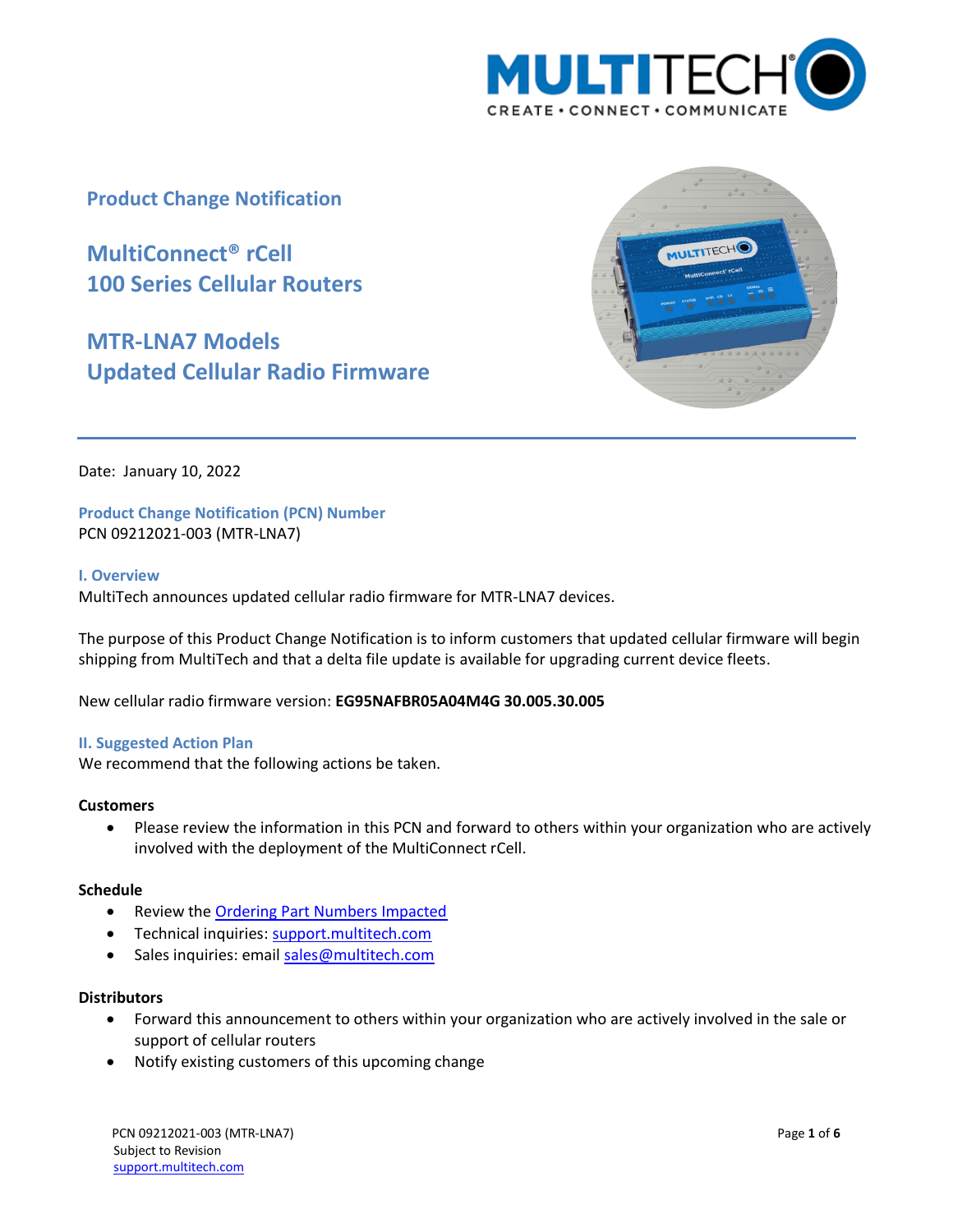# Product Change Notification

## MultiConnect® rCell 100 Series Cellular Routers

## MTR-LNA7 Models Updated Cellular Radio Firmware

Date: January 10, 2022

### Product Change Notification (PCN) Number

PCN 09212021-003 (MTR-LNA7)

### I. Overview

MultiTech announces updated cellular radio firmware for MTR-LNA7 devices.

The purpose of this Product Change Notification is to inform customers that updated cellular firmware will begin shipping from MultiTech and that a delta file update is available for upgrading current device fleets.

New cellular radio firmware version: **EG95NAFBR05A04M4G 30.005.30.005**

### II. Suggested Action Plan

We recommend that the following actions be taken.

**Customers**

- Please review the information in this PCN and forward to others within your organization who are actively involved with the deployment of the MultiConnect rCell.

**Schedule**

- Review the Ordering Part Numbers Impacted
- Technical inquiries: support.multitech.com
- Sales inquiries: email sales@multitech.com

**Distributors**

- Forward this announcement to others within your organization who are actively involved in the sale or support of cellular routers
- Notify existing customers of this upcoming change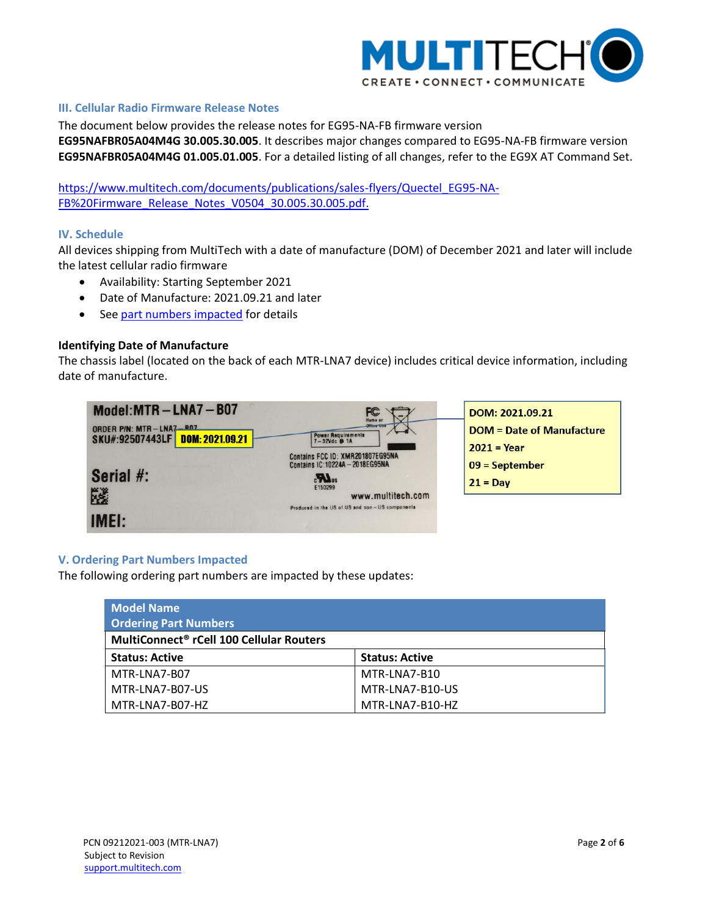## III. Cellular Radio Firmware Release Notes

The document below provides the release notes for EG95-NA-FB firmware version **EG95NAFBR05A04M4G 30.005.30.005**. It describes major changes compared to EG95-NA-FB firmware version **EG95NAFBR05A04M4G 01.005.01.005**. For a detailed listing of all changes, refer to the EG9X AT Command Set.

https://www.multitech.com/documents/publications/sales-flyers/Quectel_EG95-NA-FB%20Firmware_Release_Notes_V0504_30.005.30.005.pdf.

## IV. Schedule

All devices shipping from MultiTech with a date of manufacture (DOM) of December 2021 and later will include the latest cellular radio firmware

- Availability: Starting September 2021
- Date of Manufacture: 2021.09.21 and later
- See part numbers impacted for details

### Identifying Date of Manufacture

The chassis label (located on the back of each MTR-LNA7 device) includes critical device information, including date of manufacture.

Model:MTR – LNA7 – B07
ORDER P/N: MTR – LNA7 – B07
SKU#:92507443LF **DOM: 2021.09.21**
Serial #:
IMEI:
Power Requirements 7 – 32Vdc @ 1A
Contains FCC ID: XMR201807EG95NA
Contains IC:10224A – 2018EG95NA
E150299
www.multitech.com
Produced in the US of US and non – US components

**DOM: 2021.09.21**
**DOM = Date of Manufacture**
**2021 = Year**
**09 = September**
**21 = Day**

## V. Ordering Part Numbers Impacted

The following ordering part numbers are impacted by these updates:

| Model Name<br>Ordering Part Numbers | |
|---|---|
| **MultiConnect® rCell 100 Cellular Routers** | |
| **Status: Active** | **Status: Active** |
| MTR-LNA7-B07 | MTR-LNA7-B10 |
| MTR-LNA7-B07-US | MTR-LNA7-B10-US |
| MTR-LNA7-B07-HZ | MTR-LNA7-B10-HZ |

PCN 09212021-003 (MTR-LNA7)
Subject to Revision
support.multitech.com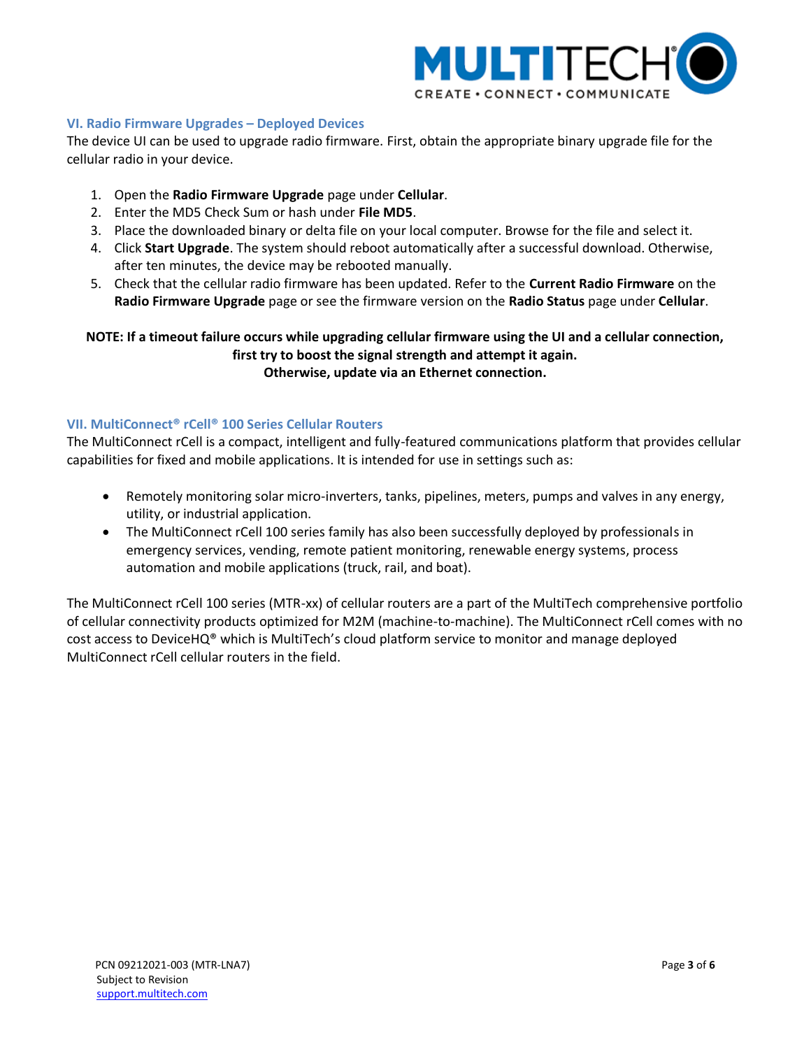## VI. Radio Firmware Upgrades – Deployed Devices

The device UI can be used to upgrade radio firmware. First, obtain the appropriate binary upgrade file for the cellular radio in your device.

1. Open the **Radio Firmware Upgrade** page under **Cellular**.
2. Enter the MD5 Check Sum or hash under **File MD5**.
3. Place the downloaded binary or delta file on your local computer. Browse for the file and select it.
4. Click **Start Upgrade**. The system should reboot automatically after a successful download. Otherwise, after ten minutes, the device may be rebooted manually.
5. Check that the cellular radio firmware has been updated. Refer to the **Current Radio Firmware** on the **Radio Firmware Upgrade** page or see the firmware version on the **Radio Status** page under **Cellular**.

**NOTE: If a timeout failure occurs while upgrading cellular firmware using the UI and a cellular connection, first try to boost the signal strength and attempt it again. Otherwise, update via an Ethernet connection.**

## VII. MultiConnect® rCell® 100 Series Cellular Routers

The MultiConnect rCell is a compact, intelligent and fully-featured communications platform that provides cellular capabilities for fixed and mobile applications. It is intended for use in settings such as:

- Remotely monitoring solar micro-inverters, tanks, pipelines, meters, pumps and valves in any energy, utility, or industrial application.
- The MultiConnect rCell 100 series family has also been successfully deployed by professionals in emergency services, vending, remote patient monitoring, renewable energy systems, process automation and mobile applications (truck, rail, and boat).

The MultiConnect rCell 100 series (MTR-xx) of cellular routers are a part of the MultiTech comprehensive portfolio of cellular connectivity products optimized for M2M (machine-to-machine). The MultiConnect rCell comes with no cost access to DeviceHQ® which is MultiTech's cloud platform service to monitor and manage deployed MultiConnect rCell cellular routers in the field.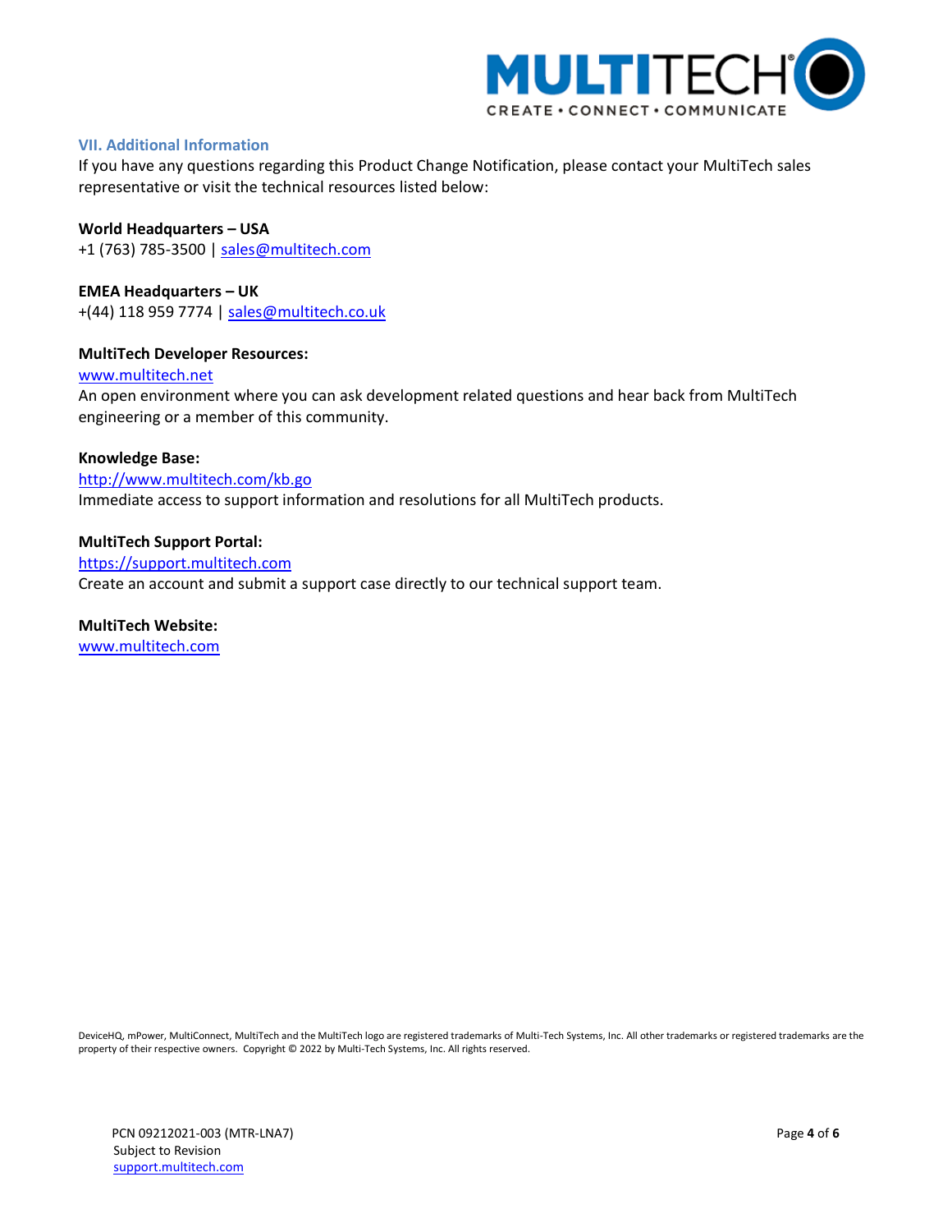## VII. Additional Information

If you have any questions regarding this Product Change Notification, please contact your MultiTech sales representative or visit the technical resources listed below:

**World Headquarters – USA**
+1 (763) 785-3500 | sales@multitech.com

**EMEA Headquarters – UK**
+(44) 118 959 7774 | sales@multitech.co.uk

**MultiTech Developer Resources:**
www.multitech.net
An open environment where you can ask development related questions and hear back from MultiTech engineering or a member of this community.

**Knowledge Base:**
http://www.multitech.com/kb.go
Immediate access to support information and resolutions for all MultiTech products.

**MultiTech Support Portal:**
https://support.multitech.com
Create an account and submit a support case directly to our technical support team.

**MultiTech Website:**
www.multitech.com

DeviceHQ, mPower, MultiConnect, MultiTech and the MultiTech logo are registered trademarks of Multi-Tech Systems, Inc. All other trademarks or registered trademarks are the property of their respective owners. Copyright © 2022 by Multi-Tech Systems, Inc. All rights reserved.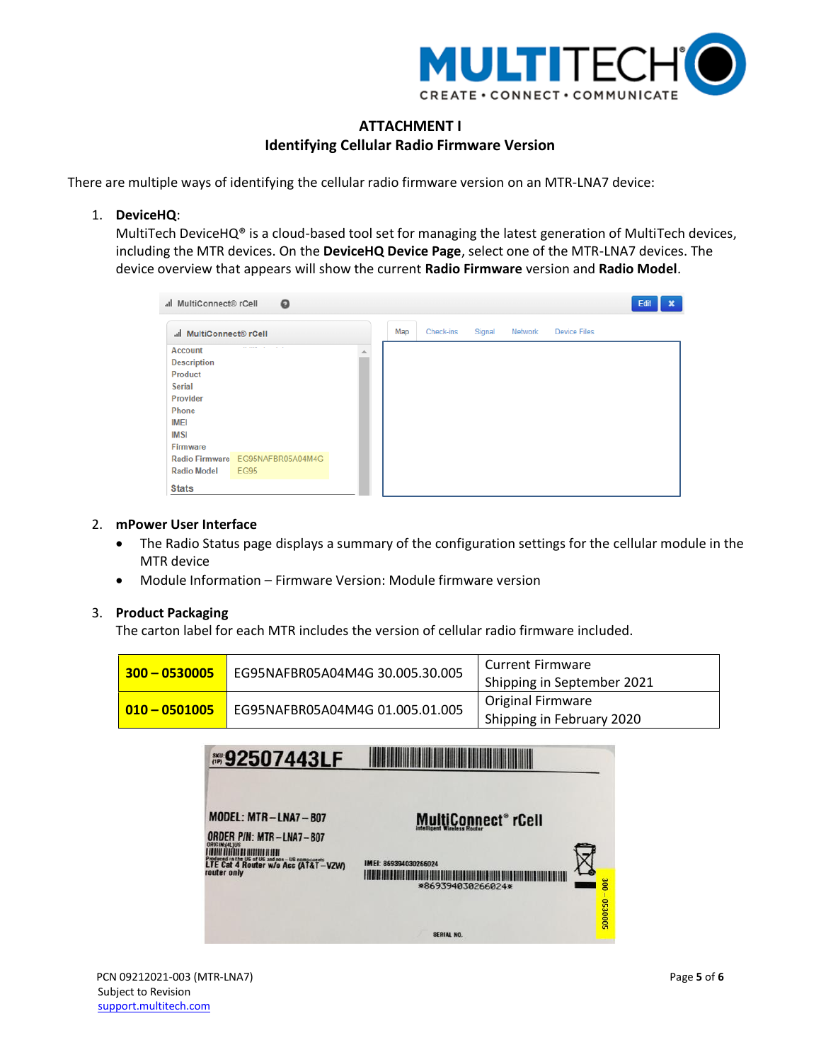# ATTACHMENT I
## Identifying Cellular Radio Firmware Version

There are multiple ways of identifying the cellular radio firmware version on an MTR-LNA7 device:

1. **DeviceHQ**:
   MultiTech DeviceHQ® is a cloud-based tool set for managing the latest generation of MultiTech devices, including the MTR devices. On the **DeviceHQ Device Page**, select one of the MTR-LNA7 devices. The device overview that appears will show the current **Radio Firmware** version and **Radio Model**.

2. **mPower User Interface**
   - The Radio Status page displays a summary of the configuration settings for the cellular module in the MTR device
   - Module Information – Firmware Version: Module firmware version

3. **Product Packaging**
   The carton label for each MTR includes the version of cellular radio firmware included.

| | | |
|---|---|---|
| **300 – 0530005** | EG95NAFBR05A04M4G 30.005.30.005 | Current Firmware<br>Shipping in September 2021 |
| **010 – 0501005** | EG95NAFBR05A04M4G 01.005.01.005 | Original Firmware<br>Shipping in February 2020 |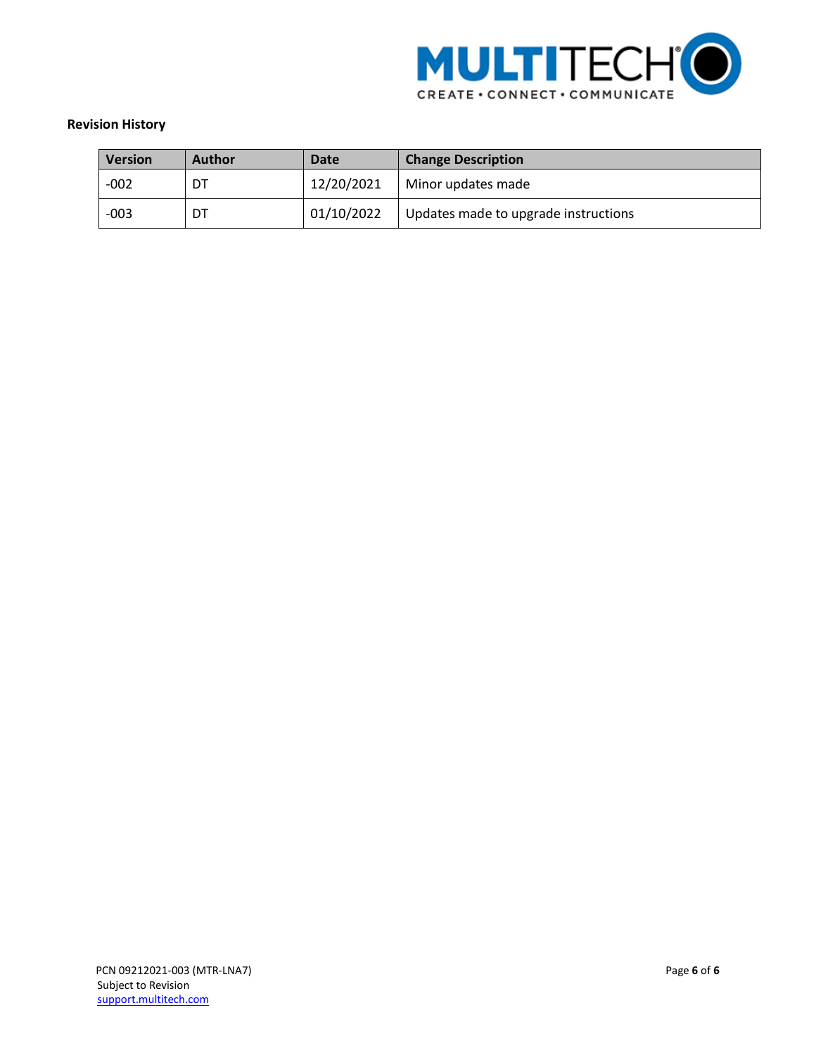**Revision History**

| Version | Author | Date | Change Description |
|---|---|---|---|
| -002 | DT | 12/20/2021 | Minor updates made |
| -003 | DT | 01/10/2022 | Updates made to upgrade instructions |